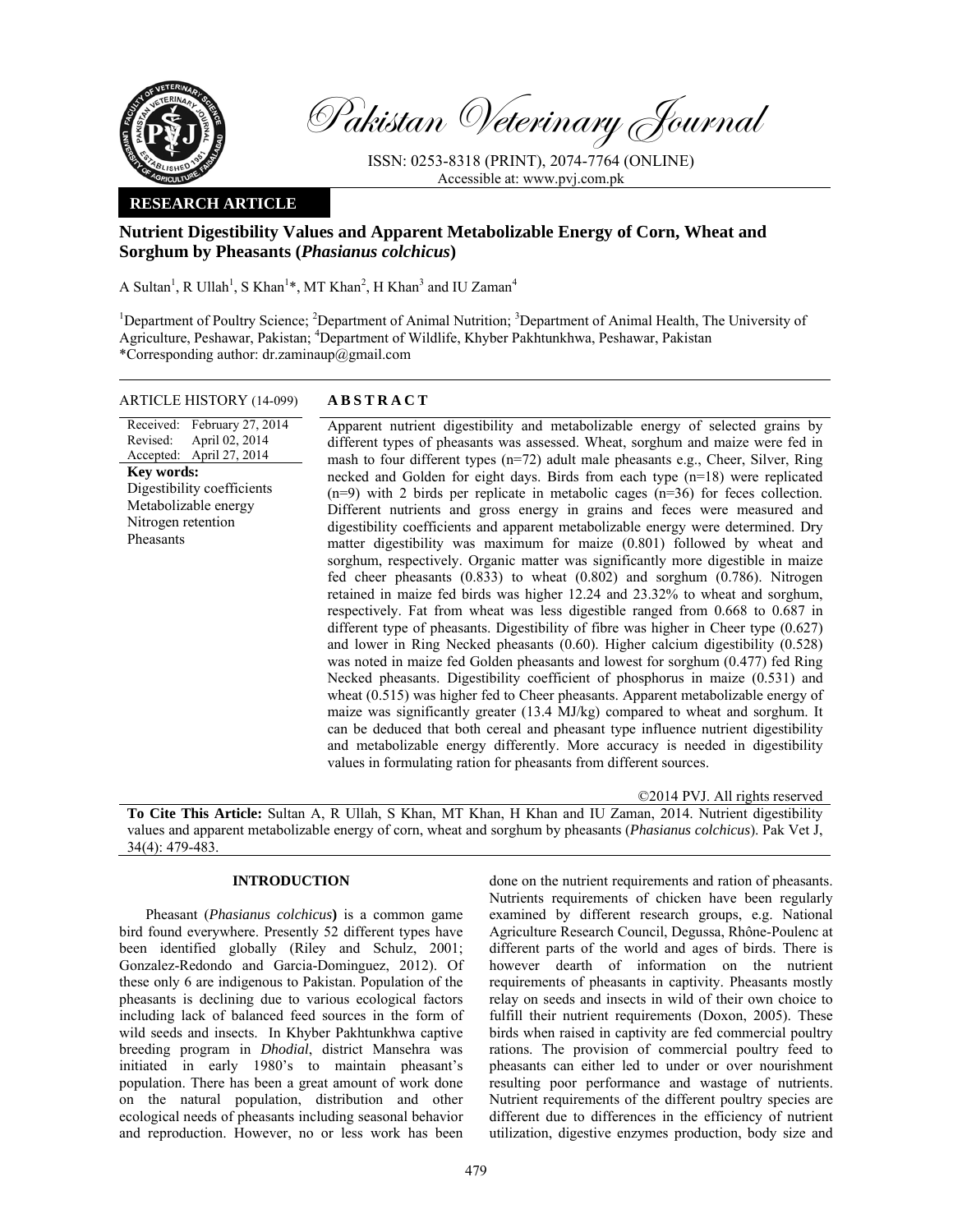Pakistan Veterinary Journal

ISSN: 0253-8318 (PRINT), 2074-7764 (ONLINE)
Accessible at: www.pvj.com.pk

**RESEARCH ARTICLE**

# Nutrient Digestibility Values and Apparent Metabolizable Energy of Corn, Wheat and Sorghum by Pheasants (*Phasianus colchicus*)

A Sultan[1], R Ullah[1], S Khan[1]*, MT Khan[2], H Khan[3] and IU Zaman[4]

[1]Department of Poultry Science; [2]Department of Animal Nutrition; [3]Department of Animal Health, The University of Agriculture, Peshawar, Pakistan; [4]Department of Wildlife, Khyber Pakhtunkhwa, Peshawar, Pakistan
*Corresponding author: dr.zaminaup@gmail.com

ARTICLE HISTORY (14-099)

Received: February 27, 2014
Revised: April 02, 2014
Accepted: April 27, 2014

**Key words:**
Digestibility coefficients
Metabolizable energy
Nitrogen retention
Pheasants

## ABSTRACT

Apparent nutrient digestibility and metabolizable energy of selected grains by different types of pheasants was assessed. Wheat, sorghum and maize were fed in mash to four different types (n=72) adult male pheasants e.g., Cheer, Silver, Ring necked and Golden for eight days. Birds from each type (n=18) were replicated (n=9) with 2 birds per replicate in metabolic cages (n=36) for feces collection. Different nutrients and gross energy in grains and feces were measured and digestibility coefficients and apparent metabolizable energy were determined. Dry matter digestibility was maximum for maize (0.801) followed by wheat and sorghum, respectively. Organic matter was significantly more digestible in maize fed cheer pheasants (0.833) to wheat (0.802) and sorghum (0.786). Nitrogen retained in maize fed birds was higher 12.24 and 23.32% to wheat and sorghum, respectively. Fat from wheat was less digestible ranged from 0.668 to 0.687 in different type of pheasants. Digestibility of fibre was higher in Cheer type (0.627) and lower in Ring Necked pheasants (0.60). Higher calcium digestibility (0.528) was noted in maize fed Golden pheasants and lowest for sorghum (0.477) fed Ring Necked pheasants. Digestibility coefficient of phosphorus in maize (0.531) and wheat (0.515) was higher fed to Cheer pheasants. Apparent metabolizable energy of maize was significantly greater (13.4 MJ/kg) compared to wheat and sorghum. It can be deduced that both cereal and pheasant type influence nutrient digestibility and metabolizable energy differently. More accuracy is needed in digestibility values in formulating ration for pheasants from different sources.

©2014 PVJ. All rights reserved

**To Cite This Article:** Sultan A, R Ullah, S Khan, MT Khan, H Khan and IU Zaman, 2014. Nutrient digestibility values and apparent metabolizable energy of corn, wheat and sorghum by pheasants (*Phasianus colchicus*). Pak Vet J, 34(4): 479-483.

## INTRODUCTION

Pheasant (*Phasianus colchicus***)** is a common game bird found everywhere. Presently 52 different types have been identified globally (Riley and Schulz, 2001; Gonzalez-Redondo and Garcia-Dominguez, 2012). Of these only 6 are indigenous to Pakistan. Population of the pheasants is declining due to various ecological factors including lack of balanced feed sources in the form of wild seeds and insects. In Khyber Pakhtunkhwa captive breeding program in *Dhodial*, district Mansehra was initiated in early 1980's to maintain pheasant's population. There has been a great amount of work done on the natural population, distribution and other ecological needs of pheasants including seasonal behavior and reproduction. However, no or less work has been done on the nutrient requirements and ration of pheasants. Nutrients requirements of chicken have been regularly examined by different research groups, e.g. National Agriculture Research Council, Degussa, Rhône-Poulenc at different parts of the world and ages of birds. There is however dearth of information on the nutrient requirements of pheasants in captivity. Pheasants mostly relay on seeds and insects in wild of their own choice to fulfill their nutrient requirements (Doxon, 2005). These birds when raised in captivity are fed commercial poultry rations. The provision of commercial poultry feed to pheasants can either led to under or over nourishment resulting poor performance and wastage of nutrients. Nutrient requirements of the different poultry species are different due to differences in the efficiency of nutrient utilization, digestive enzymes production, body size and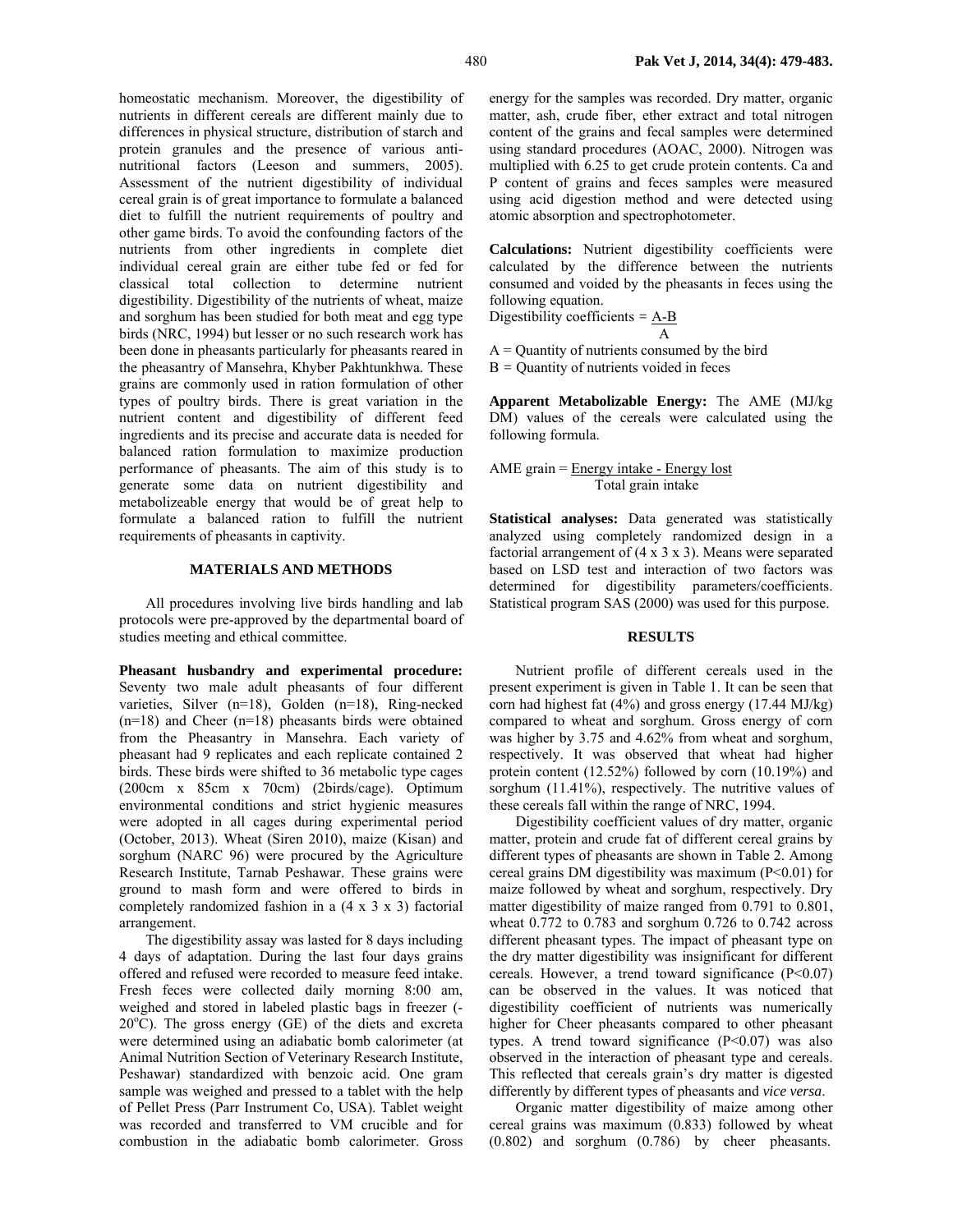homeostatic mechanism. Moreover, the digestibility of nutrients in different cereals are different mainly due to differences in physical structure, distribution of starch and protein granules and the presence of various anti-nutritional factors (Leeson and summers, 2005). Assessment of the nutrient digestibility of individual cereal grain is of great importance to formulate a balanced diet to fulfill the nutrient requirements of poultry and other game birds. To avoid the confounding factors of the nutrients from other ingredients in complete diet individual cereal grain are either tube fed or fed for classical total collection to determine nutrient digestibility. Digestibility of the nutrients of wheat, maize and sorghum has been studied for both meat and egg type birds (NRC, 1994) but lesser or no such research work has been done in pheasants particularly for pheasants reared in the pheasantry of Mansehra, Khyber Pakhtunkhwa. These grains are commonly used in ration formulation of other types of poultry birds. There is great variation in the nutrient content and digestibility of different feed ingredients and its precise and accurate data is needed for balanced ration formulation to maximize production performance of pheasants. The aim of this study is to generate some data on nutrient digestibility and metabolizeable energy that would be of great help to formulate a balanced ration to fulfill the nutrient requirements of pheasants in captivity.

## MATERIALS AND METHODS

All procedures involving live birds handling and lab protocols were pre-approved by the departmental board of studies meeting and ethical committee.

**Pheasant husbandry and experimental procedure:** Seventy two male adult pheasants of four different varieties, Silver (n=18), Golden (n=18), Ring-necked (n=18) and Cheer (n=18) pheasants birds were obtained from the Pheasantry in Mansehra. Each variety of pheasant had 9 replicates and each replicate contained 2 birds. These birds were shifted to 36 metabolic type cages (200cm x 85cm x 70cm) (2birds/cage). Optimum environmental conditions and strict hygienic measures were adopted in all cages during experimental period (October, 2013). Wheat (Siren 2010), maize (Kisan) and sorghum (NARC 96) were procured by the Agriculture Research Institute, Tarnab Peshawar. These grains were ground to mash form and were offered to birds in completely randomized fashion in a (4 x 3 x 3) factorial arrangement.

The digestibility assay was lasted for 8 days including 4 days of adaptation. During the last four days grains offered and refused were recorded to measure feed intake. Fresh feces were collected daily morning 8:00 am, weighed and stored in labeled plastic bags in freezer (-20°C). The gross energy (GE) of the diets and excreta were determined using an adiabatic bomb calorimeter (at Animal Nutrition Section of Veterinary Research Institute, Peshawar) standardized with benzoic acid. One gram sample was weighed and pressed to a tablet with the help of Pellet Press (Parr Instrument Co, USA). Tablet weight was recorded and transferred to VM crucible and for combustion in the adiabatic bomb calorimeter. Gross energy for the samples was recorded. Dry matter, organic matter, ash, crude fiber, ether extract and total nitrogen content of the grains and fecal samples were determined using standard procedures (AOAC, 2000). Nitrogen was multiplied with 6.25 to get crude protein contents. Ca and P content of grains and feces samples were measured using acid digestion method and were detected using atomic absorption and spectrophotometer.

**Calculations:** Nutrient digestibility coefficients were calculated by the difference between the nutrients consumed and voided by the pheasants in feces using the following equation.

$$\text{Digestibility coefficients} = \frac{A-B}{A}$$

A = Quantity of nutrients consumed by the bird
B = Quantity of nutrients voided in feces

**Apparent Metabolizable Energy:** The AME (MJ/kg DM) values of the cereals were calculated using the following formula.

$$\text{AME grain} = \frac{\text{Energy intake - Energy lost}}{\text{Total grain intake}}$$

**Statistical analyses:** Data generated was statistically analyzed using completely randomized design in a factorial arrangement of (4 x 3 x 3). Means were separated based on LSD test and interaction of two factors was determined for digestibility parameters/coefficients. Statistical program SAS (2000) was used for this purpose.

## RESULTS

Nutrient profile of different cereals used in the present experiment is given in Table 1. It can be seen that corn had highest fat (4%) and gross energy (17.44 MJ/kg) compared to wheat and sorghum. Gross energy of corn was higher by 3.75 and 4.62% from wheat and sorghum, respectively. It was observed that wheat had higher protein content (12.52%) followed by corn (10.19%) and sorghum (11.41%), respectively. The nutritive values of these cereals fall within the range of NRC, 1994.

Digestibility coefficient values of dry matter, organic matter, protein and crude fat of different cereal grains by different types of pheasants are shown in Table 2. Among cereal grains DM digestibility was maximum ($P<0.01$) for maize followed by wheat and sorghum, respectively. Dry matter digestibility of maize ranged from 0.791 to 0.801, wheat 0.772 to 0.783 and sorghum 0.726 to 0.742 across different pheasant types. The impact of pheasant type on the dry matter digestibility was insignificant for different cereals. However, a trend toward significance ($P<0.07$) can be observed in the values. It was noticed that digestibility coefficient of nutrients was numerically higher for Cheer pheasants compared to other pheasant types. A trend toward significance ($P<0.07$) was also observed in the interaction of pheasant type and cereals. This reflected that cereals grain's dry matter is digested differently by different types of pheasants and *vice versa*.

Organic matter digestibility of maize among other cereal grains was maximum (0.833) followed by wheat (0.802) and sorghum (0.786) by cheer pheasants.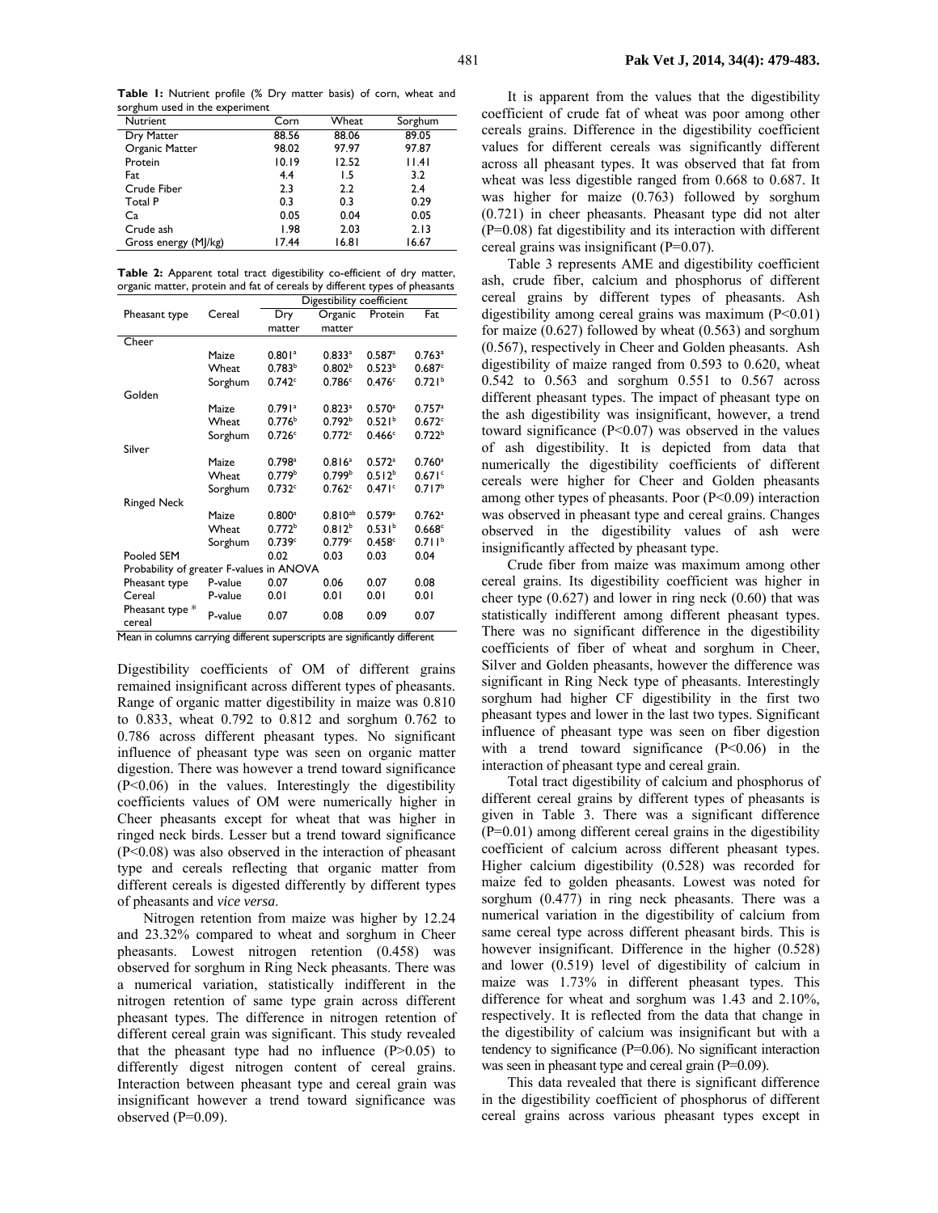**Table 1:** Nutrient profile (% Dry matter basis) of corn, wheat and sorghum used in the experiment

| Nutrient | Corn | Wheat | Sorghum |
|---|---|---|---|
| Dry Matter | 88.56 | 88.06 | 89.05 |
| Organic Matter | 98.02 | 97.97 | 97.87 |
| Protein | 10.19 | 12.52 | 11.41 |
| Fat | 4.4 | 1.5 | 3.2 |
| Crude Fiber | 2.3 | 2.2 | 2.4 |
| Total P | 0.3 | 0.3 | 0.29 |
| Ca | 0.05 | 0.04 | 0.05 |
| Crude ash | 1.98 | 2.03 | 2.13 |
| Gross energy (MJ/kg) | 17.44 | 16.81 | 16.67 |

**Table 2:** Apparent total tract digestibility co-efficient of dry matter, organic matter, protein and fat of cereals by different types of pheasants

| Pheasant type | Cereal | Digestibility coefficient | | | |
|---|---|---|---|---|---|
| | | Dry matter | Organic matter | Protein | Fat |
| Cheer | | | | | |
| | Maize | $0.801^a$ | $0.833^a$ | $0.587^a$ | $0.763^a$ |
| | Wheat | $0.783^b$ | $0.802^b$ | $0.523^b$ | $0.687^c$ |
| | Sorghum | $0.742^c$ | $0.786^c$ | $0.476^c$ | $0.721^b$ |
| Golden | | | | | |
| | Maize | $0.791^a$ | $0.823^a$ | $0.570^a$ | $0.757^a$ |
| | Wheat | $0.776^b$ | $0.792^b$ | $0.521^b$ | $0.672^c$ |
| | Sorghum | $0.726^c$ | $0.772^c$ | $0.466^c$ | $0.722^b$ |
| Silver | | | | | |
| | Maize | $0.798^a$ | $0.816^a$ | $0.572^a$ | $0.760^a$ |
| | Wheat | $0.779^b$ | $0.799^b$ | $0.512^b$ | $0.671^c$ |
| | Sorghum | $0.732^c$ | $0.762^c$ | $0.471^c$ | $0.717^b$ |
| Ringed Neck | | | | | |
| | Maize | $0.800^a$ | $0.810^{ab}$ | $0.579^a$ | $0.762^a$ |
| | Wheat | $0.772^b$ | $0.812^b$ | $0.531^b$ | $0.668^c$ |
| | Sorghum | $0.739^c$ | $0.779^c$ | $0.458^c$ | $0.711^b$ |
| Pooled SEM | | 0.02 | 0.03 | 0.03 | 0.04 |
| Probability of greater F-values in ANOVA | | | | | |
| Pheasant type | P-value | 0.07 | 0.06 | 0.07 | 0.08 |
| Cereal | P-value | 0.01 | 0.01 | 0.01 | 0.01 |
| Pheasant type * cereal | P-value | 0.07 | 0.08 | 0.09 | 0.07 |

Mean in columns carrying different superscripts are significantly different

Digestibility coefficients of OM of different grains remained insignificant across different types of pheasants. Range of organic matter digestibility in maize was 0.810 to 0.833, wheat 0.792 to 0.812 and sorghum 0.762 to 0.786 across different pheasant types. No significant influence of pheasant type was seen on organic matter digestion. There was however a trend toward significance (P<0.06) in the values. Interestingly the digestibility coefficients values of OM were numerically higher in Cheer pheasants except for wheat that was higher in ringed neck birds. Lesser but a trend toward significance (P<0.08) was also observed in the interaction of pheasant type and cereals reflecting that organic matter from different cereals is digested differently by different types of pheasants and *vice versa*.

Nitrogen retention from maize was higher by 12.24 and 23.32% compared to wheat and sorghum in Cheer pheasants. Lowest nitrogen retention (0.458) was observed for sorghum in Ring Neck pheasants. There was a numerical variation, statistically indifferent in the nitrogen retention of same type grain across different pheasant types. The difference in nitrogen retention of different cereal grain was significant. This study revealed that the pheasant type had no influence (P>0.05) to differently digest nitrogen content of cereal grains. Interaction between pheasant type and cereal grain was insignificant however a trend toward significance was observed (P=0.09).

It is apparent from the values that the digestibility coefficient of crude fat of wheat was poor among other cereals grains. Difference in the digestibility coefficient values for different cereals was significantly different across all pheasant types. It was observed that fat from wheat was less digestible ranged from 0.668 to 0.687. It was higher for maize (0.763) followed by sorghum (0.721) in cheer pheasants. Pheasant type did not alter (P=0.08) fat digestibility and its interaction with different cereal grains was insignificant (P=0.07).

Table 3 represents AME and digestibility coefficient ash, crude fiber, calcium and phosphorus of different cereal grains by different types of pheasants. Ash digestibility among cereal grains was maximum (P<0.01) for maize (0.627) followed by wheat (0.563) and sorghum (0.567), respectively in Cheer and Golden pheasants. Ash digestibility of maize ranged from 0.593 to 0.620, wheat 0.542 to 0.563 and sorghum 0.551 to 0.567 across different pheasant types. The impact of pheasant type on the ash digestibility was insignificant, however, a trend toward significance (P<0.07) was observed in the values of ash digestibility. It is depicted from data that numerically the digestibility coefficients of different cereals were higher for Cheer and Golden pheasants among other types of pheasants. Poor (P<0.09) interaction was observed in pheasant type and cereal grains. Changes observed in the digestibility values of ash were insignificantly affected by pheasant type.

Crude fiber from maize was maximum among other cereal grains. Its digestibility coefficient was higher in cheer type (0.627) and lower in ring neck (0.60) that was statistically indifferent among different pheasant types. There was no significant difference in the digestibility coefficients of fiber of wheat and sorghum in Cheer, Silver and Golden pheasants, however the difference was significant in Ring Neck type of pheasants. Interestingly sorghum had higher CF digestibility in the first two pheasant types and lower in the last two types. Significant influence of pheasant type was seen on fiber digestion with a trend toward significance (P<0.06) in the interaction of pheasant type and cereal grain.

Total tract digestibility of calcium and phosphorus of different cereal grains by different types of pheasants is given in Table 3. There was a significant difference (P=0.01) among different cereal grains in the digestibility coefficient of calcium across different pheasant types. Higher calcium digestibility (0.528) was recorded for maize fed to golden pheasants. Lowest was noted for sorghum (0.477) in ring neck pheasants. There was a numerical variation in the digestibility of calcium from same cereal type across different pheasant birds. This is however insignificant. Difference in the higher (0.528) and lower (0.519) level of digestibility of calcium in maize was 1.73% in different pheasant types. This difference for wheat and sorghum was 1.43 and 2.10%, respectively. It is reflected from the data that change in the digestibility of calcium was insignificant but with a tendency to significance (P=0.06). No significant interaction was seen in pheasant type and cereal grain (P=0.09).

This data revealed that there is significant difference in the digestibility coefficient of phosphorus of different cereal grains across various pheasant types except in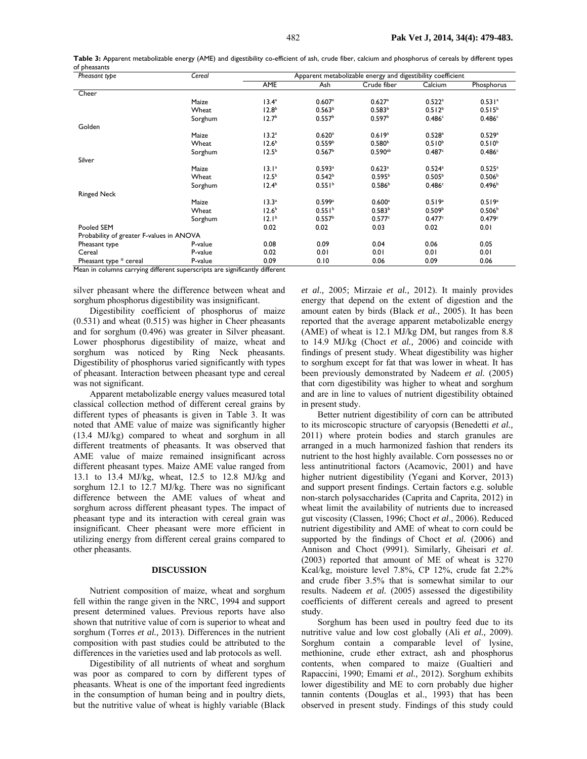**Table 3:** Apparent metabolizable energy (AME) and digestibility co-efficient of ash, crude fiber, calcium and phosphorus of cereals by different types of pheasants

| *Pheasant type* | *Cereal* | Apparent metabolizable energy and digestibility coefficient | | | | |
|---|---|---|---|---|---|---|
| | | AME | Ash | Crude fiber | Calcium | Phosphorus |
| Cheer | | | | | | |
| | Maize | 13.4[a] | 0.607[a] | 0.627[a] | 0.522[a] | 0.531[a] |
| | Wheat | 12.8[b] | 0.563[b] | 0.583[b] | 0.512[b] | 0.515[b] |
| | Sorghum | 12.7[b] | 0.557[b] | 0.597[b] | 0.486[c] | 0.486[c] |
| Golden | | | | | | |
| | Maize | 13.2[a] | 0.620[a] | 0.619[a] | 0.528[a] | 0.529[a] |
| | Wheat | 12.6[b] | 0.559[b] | 0.580[b] | 0.510[b] | 0.510[b] |
| | Sorghum | 12.5[b] | 0.567[b] | 0.590[ab] | 0.487[c] | 0.486[c] |
| Silver | | | | | | |
| | Maize | 13.1[a] | 0.593[a] | 0.623[a] | 0.524[a] | 0.525[a] |
| | Wheat | 12.5[b] | 0.542[b] | 0.595[b] | 0.505[b] | 0.506[b] |
| | Sorghum | 12.4[b] | 0.551[b] | 0.586[b] | 0.486[c] | 0.496[b] |
| Ringed Neck | | | | | | |
| | Maize | 13.3[a] | 0.599[a] | 0.600[a] | 0.519[a] | 0.519[a] |
| | Wheat | 12.6[b] | 0.551[b] | 0.583[b] | 0.509[b] | 0.506[b] |
| | Sorghum | 12.1[b] | 0.557[b] | 0.577[c] | 0.477[c] | 0.479[c] |
| Pooled SEM | | 0.02 | 0.02 | 0.03 | 0.02 | 0.01 |
| Probability of greater F-values in ANOVA | | | | | | |
| Pheasant type | P-value | 0.08 | 0.09 | 0.04 | 0.06 | 0.05 |
| Cereal | P-value | 0.02 | 0.01 | 0.01 | 0.01 | 0.01 |
| Pheasant type * cereal | P-value | 0.09 | 0.10 | 0.06 | 0.09 | 0.06 |

Mean in columns carrying different superscripts are significantly different

silver pheasant where the difference between wheat and sorghum phosphorus digestibility was insignificant.

Digestibility coefficient of phosphorus of maize (0.531) and wheat (0.515) was higher in Cheer pheasants and for sorghum (0.496) was greater in Silver pheasant. Lower phosphorus digestibility of maize, wheat and sorghum was noticed by Ring Neck pheasants. Digestibility of phosphorus varied significantly with types of pheasant. Interaction between pheasant type and cereal was not significant.

Apparent metabolizable energy values measured total classical collection method of different cereal grains by different types of pheasants is given in Table 3. It was noted that AME value of maize was significantly higher (13.4 MJ/kg) compared to wheat and sorghum in all different treatments of pheasants. It was observed that AME value of maize remained insignificant across different pheasant types. Maize AME value ranged from 13.1 to 13.4 MJ/kg, wheat, 12.5 to 12.8 MJ/kg and sorghum 12.1 to 12.7 MJ/kg. There was no significant difference between the AME values of wheat and sorghum across different pheasant types. The impact of pheasant type and its interaction with cereal grain was insignificant. Cheer pheasant were more efficient in utilizing energy from different cereal grains compared to other pheasants.

## DISCUSSION

Nutrient composition of maize, wheat and sorghum fell within the range given in the NRC, 1994 and support present determined values. Previous reports have also shown that nutritive value of corn is superior to wheat and sorghum (Torres *et al.,* 2013). Differences in the nutrient composition with past studies could be attributed to the differences in the varieties used and lab protocols as well.

Digestibility of all nutrients of wheat and sorghum was poor as compared to corn by different types of pheasants. Wheat is one of the important feed ingredients in the consumption of human being and in poultry diets, but the nutritive value of wheat is highly variable (Black *et al.,* 2005; Mirzaie *et al.,* 2012). It mainly provides energy that depend on the extent of digestion and the amount eaten by birds (Black *et al.*, 2005). It has been reported that the average apparent metabolizable energy (AME) of wheat is 12.1 MJ/kg DM, but ranges from 8.8 to 14.9 MJ/kg (Choct *et al.,* 2006) and coincide with findings of present study. Wheat digestibility was higher to sorghum except for fat that was lower in wheat. It has been previously demonstrated by Nadeem *et al.* (2005) that corn digestibility was higher to wheat and sorghum and are in line to values of nutrient digestibility obtained in present study.

Better nutrient digestibility of corn can be attributed to its microscopic structure of caryopsis (Benedetti *et al.,* 2011) where protein bodies and starch granules are arranged in a much harmonized fashion that renders its nutrient to the host highly available. Corn possesses no or less antinutritional factors (Acamovic, 2001) and have higher nutrient digestibility (Yegani and Korver, 2013) and support present findings. Certain factors e.g. soluble non-starch polysaccharides (Caprita and Caprita, 2012) in wheat limit the availability of nutrients due to increased gut viscosity (Classen, 1996; Choct *et al*., 2006). Reduced nutrient digestibility and AME of wheat to corn could be supported by the findings of Choct *et al.* (2006) and Annison and Choct (9991). Similarly, Gheisari *et al*. (2003) reported that amount of ME of wheat is 3270 Kcal/kg, moisture level 7.8%, CP 12%, crude fat 2.2% and crude fiber 3.5% that is somewhat similar to our results. Nadeem *et al.* (2005) assessed the digestibility coefficients of different cereals and agreed to present study.

Sorghum has been used in poultry feed due to its nutritive value and low cost globally (Ali *et al.,* 2009). Sorghum contain a comparable level of lysine, methionine, crude ether extract, ash and phosphorus contents, when compared to maize (Gualtieri and Rapaccini, 1990; Emami *et al.,* 2012). Sorghum exhibits lower digestibility and ME to corn probably due higher tannin contents (Douglas et al., 1993) that has been observed in present study. Findings of this study could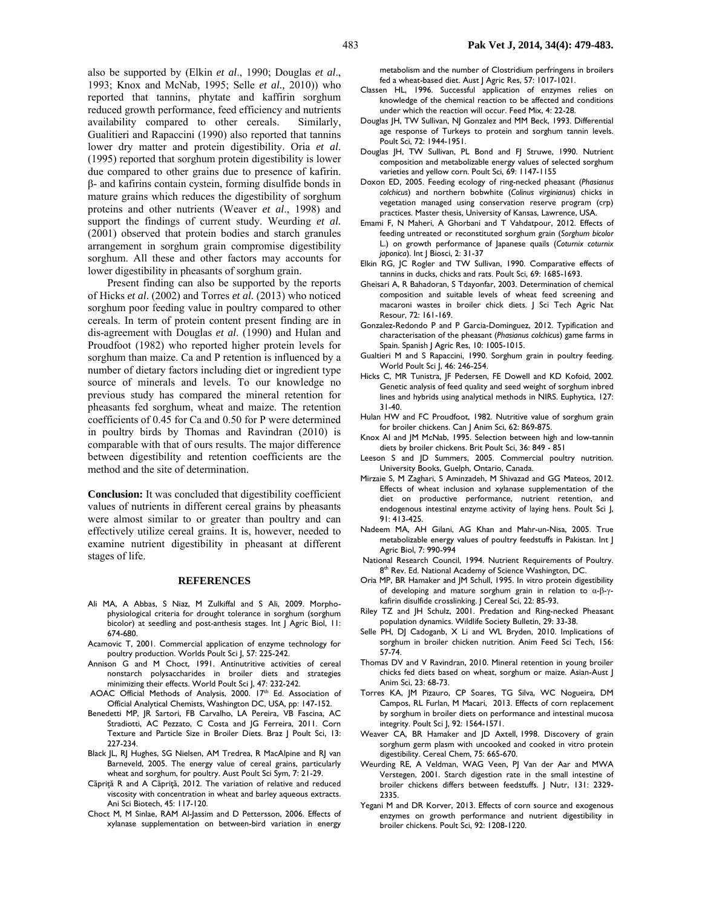also be supported by (Elkin *et al*., 1990; Douglas *et al*., 1993; Knox and McNab, 1995; Selle *et al.,* 2010)) who reported that tannins, phytate and kaffirin sorghum reduced growth performance, feed efficiency and nutrients availability compared to other cereals. Similarly, Gualitieri and Rapaccini (1990) also reported that tannins lower dry matter and protein digestibility. Oria *et al*. (1995) reported that sorghum protein digestibility is lower due compared to other grains due to presence of kafirin. β- and kafirins contain cystein, forming disulfide bonds in mature grains which reduces the digestibility of sorghum proteins and other nutrients (Weaver *et al*., 1998) and support the findings of current study. Weurding *et al.* (2001) observed that protein bodies and starch granules arrangement in sorghum grain compromise digestibility sorghum. All these and other factors may accounts for lower digestibility in pheasants of sorghum grain.

Present finding can also be supported by the reports of Hicks *et al*. (2002) and Torres *et al.* (2013) who noticed sorghum poor feeding value in poultry compared to other cereals. In term of protein content present finding are in dis-agreement with Douglas *et al*. (1990) and Hulan and Proudfoot (1982) who reported higher protein levels for sorghum than maize. Ca and P retention is influenced by a number of dietary factors including diet or ingredient type source of minerals and levels. To our knowledge no previous study has compared the mineral retention for pheasants fed sorghum, wheat and maize. The retention coefficients of 0.45 for Ca and 0.50 for P were determined in poultry birds by Thomas and Ravindran (2010) is comparable with that of ours results. The major difference between digestibility and retention coefficients are the method and the site of determination.

**Conclusion:** It was concluded that digestibility coefficient values of nutrients in different cereal grains by pheasants were almost similar to or greater than poultry and can effectively utilize cereal grains. It is, however, needed to examine nutrient digestibility in pheasant at different stages of life.

## REFERENCES

- Ali MA, A Abbas, S Niaz, M Zulkiffal and S Ali, 2009. Morpho-physiological criteria for drought tolerance in sorghum (sorghum bicolor) at seedling and post-anthesis stages. Int J Agric Biol, 11: 674-680.
- Acamovic T, 2001. Commercial application of enzyme technology for poultry production. Worlds Poult Sci J, 57: 225-242.
- Annison G and M Choct, 1991. Antinutritive activities of cereal nonstarch polysaccharides in broiler diets and strategies minimizing their effects. World Poult Sci J, 47: 232-242.
- AOAC Official Methods of Analysis, 2000. 17th Ed. Association of Official Analytical Chemists, Washington DC, USA, pp: 147-152.
- Benedetti MP, JR Sartori, FB Carvalho, LA Pereira, VB Fascina, AC Stradiotti, AC Pezzato, C Costa and JG Ferreira, 2011. Corn Texture and Particle Size in Broiler Diets. Braz J Poult Sci, 13: 227-234.
- Black JL, RJ Hughes, SG Nielsen, AM Tredrea, R MacAlpine and RJ van Barneveld, 2005. The energy value of cereal grains, particularly wheat and sorghum, for poultry. Aust Poult Sci Sym, 7: 21-29.
- Căpriţă R and A Căpriţă, 2012. The variation of relative and reduced viscosity with concentration in wheat and barley aqueous extracts. Ani Sci Biotech, 45: 117-120.
- Choct M, M Sinlae, RAM Al-Jassim and D Pettersson, 2006. Effects of xylanase supplementation on between-bird variation in energy metabolism and the number of Clostridium perfringens in broilers fed a wheat-based diet. Aust J Agric Res, 57: 1017-1021.
- Classen HL, 1996. Successful application of enzymes relies on knowledge of the chemical reaction to be affected and conditions under which the reaction will occur. Feed Mix, 4: 22-28.
- Douglas JH, TW Sullivan, NJ Gonzalez and MM Beck, 1993. Differential age response of Turkeys to protein and sorghum tannin levels. Poult Sci, 72: 1944-1951.
- Douglas JH, TW Sullivan, PL Bond and FJ Struwe, 1990. Nutrient composition and metabolizable energy values of selected sorghum varieties and yellow corn. Poult Sci, 69: 1147-1155
- Doxon ED, 2005. Feeding ecology of ring-necked pheasant (*Phasianus colchicus*) and northern bobwhite (*Colinus virginianus*) chicks in vegetation managed using conservation reserve program (crp) practices. Master thesis, University of Kansas, Lawrence, USA.
- Emami F, N Maheri, A Ghorbani and T Vahdatpour, 2012. Effects of feeding untreated or reconstituted sorghum grain (*Sorghum bicolor* L.) on growth performance of Japanese quails (*Coturnix coturnix japonica*). Int J Biosci, 2: 31-37
- Elkin RG, JC Rogler and TW Sullivan, 1990. Comparative effects of tannins in ducks, chicks and rats. Poult Sci, 69: 1685-1693.
- Gheisari A, R Bahadoran, S Tdayonfar, 2003. Determination of chemical composition and suitable levels of wheat feed screening and macaroni wastes in broiler chick diets. J Sci Tech Agric Nat Resour, 72: 161-169.
- Gonzalez-Redondo P and P Garcia-Dominguez, 2012. Typification and characterisation of the pheasant (*Phasianus colchicus*) game farms in Spain. Spanish J Agric Res, 10: 1005-1015.
- Gualtieri M and S Rapaccini, 1990. Sorghum grain in poultry feeding. World Poult Sci J, 46: 246-254.
- Hicks C, MR Tunistra, JF Pedersen, FE Dowell and KD Kofoid, 2002. Genetic analysis of feed quality and seed weight of sorghum inbred lines and hybrids using analytical methods in NIRS. Euphytica, 127: 31-40.
- Hulan HW and FC Proudfoot, 1982. Nutritive value of sorghum grain for broiler chickens. Can J Anim Sci, 62: 869-875.
- Knox AI and JM McNab, 1995. Selection between high and low-tannin diets by broiler chickens. Brit Poult Sci, 36: 849 - 851
- Leeson S and JD Summers, 2005. Commercial poultry nutrition. University Books, Guelph, Ontario, Canada.
- Mirzaie S, M Zaghari, S Aminzadeh, M Shivazad and GG Mateos, 2012. Effects of wheat inclusion and xylanase supplementation of the diet on productive performance, nutrient retention, and endogenous intestinal enzyme activity of laying hens. Poult Sci J, 91: 413-425.
- Nadeem MA, AH Gilani, AG Khan and Mahr-un-Nisa, 2005. True metabolizable energy values of poultry feedstuffs in Pakistan. Int J Agric Biol, 7: 990-994
- National Research Council, 1994. Nutrient Requirements of Poultry. 8th Rev. Ed. National Academy of Science Washington, DC.
- Oria MP, BR Hamaker and JM Schull, 1995. In vitro protein digestibility of developing and mature sorghum grain in relation to α-β-γ-kafirin disulfide crosslinking. J Cereal Sci, 22: 85-93.
- Riley TZ and JH Schulz, 2001. Predation and Ring-necked Pheasant population dynamics. Wildlife Society Bulletin, 29: 33-38.
- Selle PH, DJ Cadoganb, X Li and WL Bryden, 2010. Implications of sorghum in broiler chicken nutrition. Anim Feed Sci Tech, 156: 57-74.
- Thomas DV and V Ravindran, 2010. Mineral retention in young broiler chicks fed diets based on wheat, sorghum or maize. Asian-Aust J Anim Sci, 23: 68-73.
- Torres KA, JM Pizauro, CP Soares, TG Silva, WC Nogueira, DM Campos, RL Furlan, M Macari, 2013. Effects of corn replacement by sorghum in broiler diets on performance and intestinal mucosa integrity. Poult Sci J, 92: 1564-1571.
- Weaver CA, BR Hamaker and JD Axtell, 1998. Discovery of grain sorghum germ plasm with uncooked and cooked in vitro protein digestibility. Cereal Chem, 75: 665-670.
- Weurding RE, A Veldman, WAG Veen, PJ Van der Aar and MWA Verstegen, 2001. Starch digestion rate in the small intestine of broiler chickens differs between feedstuffs. J Nutr, 131: 2329-2335.
- Yegani M and DR Korver, 2013. Effects of corn source and exogenous enzymes on growth performance and nutrient digestibility in broiler chickens. Poult Sci, 92: 1208-1220.